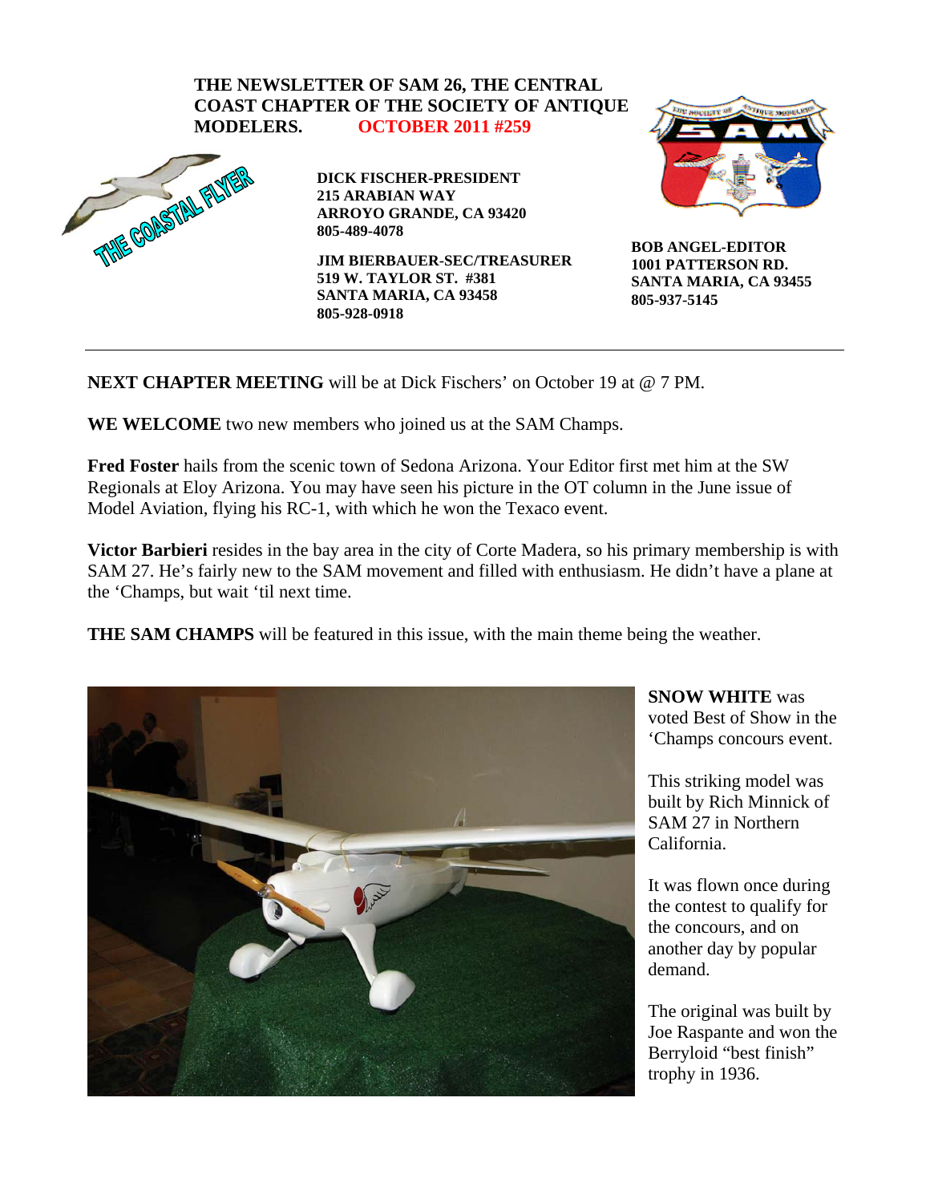# THE NEWSLETTER OF SAM 26, THE CENTRAL COAST CHAPTER OF THE SOCIETY OF ANTIQUE MODELERS. OCTOBER 2011 #259

THE COASTAL FLYER

**DICK FISCHER-PRESIDENT**
**215 ARABIAN WAY**
**ARROYO GRANDE, CA 93420**
**805-489-4078**

**JIM BIERBAUER-SEC/TREASURER**
**519 W. TAYLOR ST. #381**
**SANTA MARIA, CA 93458**
**805-928-0918**

**BOB ANGEL-EDITOR**
**1001 PATTERSON RD.**
**SANTA MARIA, CA 93455**
**805-937-5145**

---

**NEXT CHAPTER MEETING** will be at Dick Fischers' on October 19 at @ 7 PM.

**WE WELCOME** two new members who joined us at the SAM Champs.

**Fred Foster** hails from the scenic town of Sedona Arizona. Your Editor first met him at the SW Regionals at Eloy Arizona. You may have seen his picture in the OT column in the June issue of Model Aviation, flying his RC-1, with which he won the Texaco event.

**Victor Barbieri** resides in the bay area in the city of Corte Madera, so his primary membership is with SAM 27. He's fairly new to the SAM movement and filled with enthusiasm. He didn't have a plane at the 'Champs, but wait 'til next time.

**THE SAM CHAMPS** will be featured in this issue, with the main theme being the weather.

**SNOW WHITE** was voted Best of Show in the 'Champs concours event.

This striking model was built by Rich Minnick of SAM 27 in Northern California.

It was flown once during the contest to qualify for the concours, and on another day by popular demand.

The original was built by Joe Raspante and won the Berryloid "best finish" trophy in 1936.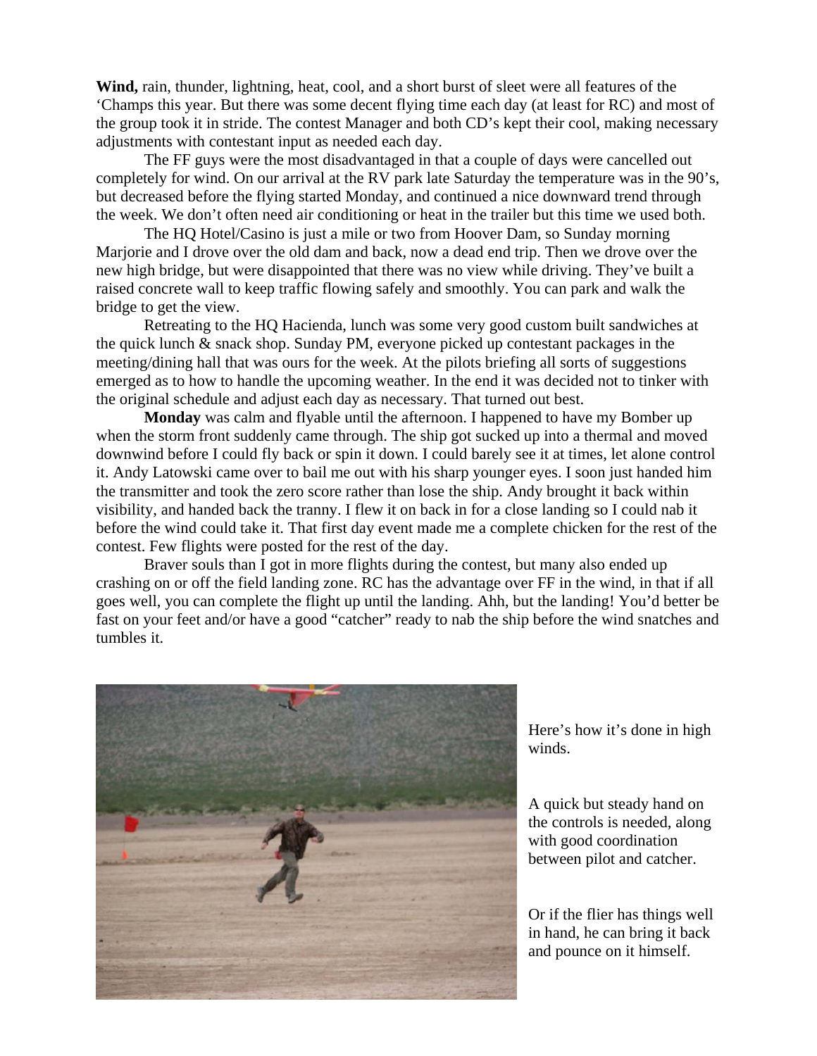**Wind,** rain, thunder, lightning, heat, cool, and a short burst of sleet were all features of the 'Champs this year. But there was some decent flying time each day (at least for RC) and most of the group took it in stride. The contest Manager and both CD's kept their cool, making necessary adjustments with contestant input as needed each day.

The FF guys were the most disadvantaged in that a couple of days were cancelled out completely for wind. On our arrival at the RV park late Saturday the temperature was in the 90's, but decreased before the flying started Monday, and continued a nice downward trend through the week. We don't often need air conditioning or heat in the trailer but this time we used both.

The HQ Hotel/Casino is just a mile or two from Hoover Dam, so Sunday morning Marjorie and I drove over the old dam and back, now a dead end trip. Then we drove over the new high bridge, but were disappointed that there was no view while driving. They've built a raised concrete wall to keep traffic flowing safely and smoothly. You can park and walk the bridge to get the view.

Retreating to the HQ Hacienda, lunch was some very good custom built sandwiches at the quick lunch & snack shop. Sunday PM, everyone picked up contestant packages in the meeting/dining hall that was ours for the week. At the pilots briefing all sorts of suggestions emerged as to how to handle the upcoming weather. In the end it was decided not to tinker with the original schedule and adjust each day as necessary. That turned out best.

**Monday** was calm and flyable until the afternoon. I happened to have my Bomber up when the storm front suddenly came through. The ship got sucked up into a thermal and moved downwind before I could fly back or spin it down. I could barely see it at times, let alone control it. Andy Latowski came over to bail me out with his sharp younger eyes. I soon just handed him the transmitter and took the zero score rather than lose the ship. Andy brought it back within visibility, and handed back the tranny. I flew it on back in for a close landing so I could nab it before the wind could take it. That first day event made me a complete chicken for the rest of the contest. Few flights were posted for the rest of the day.

Braver souls than I got in more flights during the contest, but many also ended up crashing on or off the field landing zone. RC has the advantage over FF in the wind, in that if all goes well, you can complete the flight up until the landing. Ahh, but the landing! You'd better be fast on your feet and/or have a good "catcher" ready to nab the ship before the wind snatches and tumbles it.

Here's how it's done in high winds.

A quick but steady hand on the controls is needed, along with good coordination between pilot and catcher.

Or if the flier has things well in hand, he can bring it back and pounce on it himself.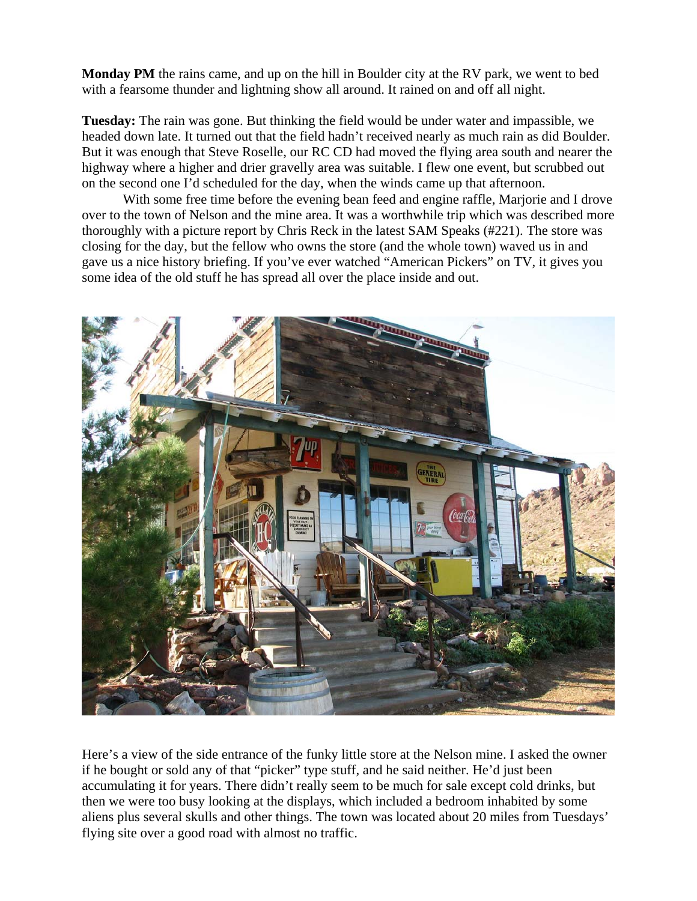**Monday PM** the rains came, and up on the hill in Boulder city at the RV park, we went to bed with a fearsome thunder and lightning show all around. It rained on and off all night.

**Tuesday:** The rain was gone. But thinking the field would be under water and impassible, we headed down late. It turned out that the field hadn't received nearly as much rain as did Boulder. But it was enough that Steve Roselle, our RC CD had moved the flying area south and nearer the highway where a higher and drier gravelly area was suitable. I flew one event, but scrubbed out on the second one I'd scheduled for the day, when the winds came up that afternoon.

With some free time before the evening bean feed and engine raffle, Marjorie and I drove over to the town of Nelson and the mine area. It was a worthwhile trip which was described more thoroughly with a picture report by Chris Reck in the latest SAM Speaks (#221). The store was closing for the day, but the fellow who owns the store (and the whole town) waved us in and gave us a nice history briefing. If you've ever watched "American Pickers" on TV, it gives you some idea of the old stuff he has spread all over the place inside and out.

Here's a view of the side entrance of the funky little store at the Nelson mine. I asked the owner if he bought or sold any of that "picker" type stuff, and he said neither. He'd just been accumulating it for years. There didn't really seem to be much for sale except cold drinks, but then we were too busy looking at the displays, which included a bedroom inhabited by some aliens plus several skulls and other things. The town was located about 20 miles from Tuesdays' flying site over a good road with almost no traffic.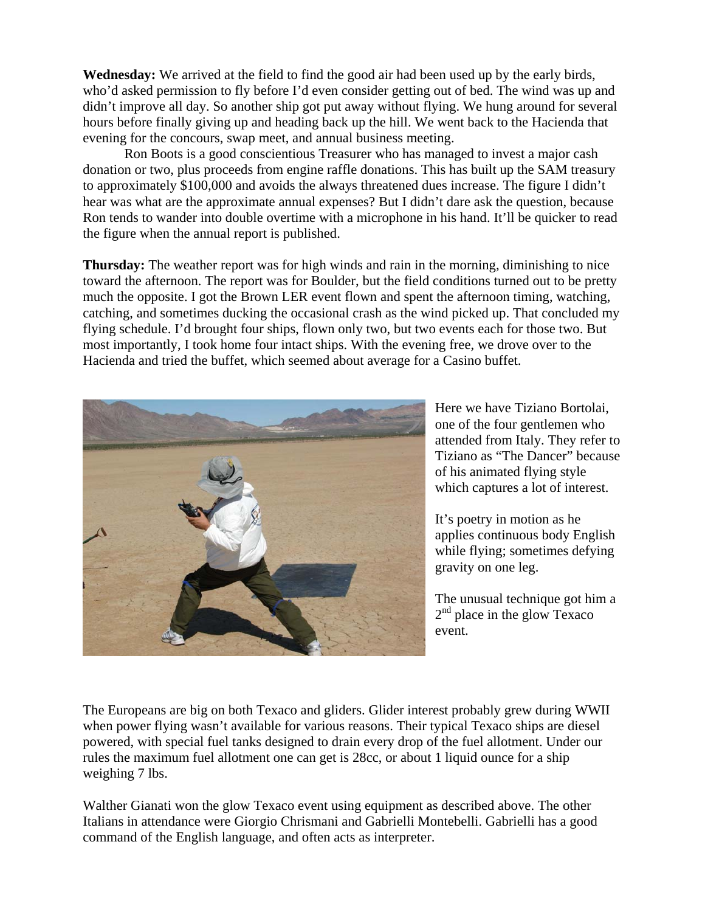**Wednesday:** We arrived at the field to find the good air had been used up by the early birds, who'd asked permission to fly before I'd even consider getting out of bed. The wind was up and didn't improve all day. So another ship got put away without flying. We hung around for several hours before finally giving up and heading back up the hill. We went back to the Hacienda that evening for the concours, swap meet, and annual business meeting.

Ron Boots is a good conscientious Treasurer who has managed to invest a major cash donation or two, plus proceeds from engine raffle donations. This has built up the SAM treasury to approximately $100,000 and avoids the always threatened dues increase. The figure I didn't hear was what are the approximate annual expenses? But I didn't dare ask the question, because Ron tends to wander into double overtime with a microphone in his hand. It'll be quicker to read the figure when the annual report is published.

**Thursday:** The weather report was for high winds and rain in the morning, diminishing to nice toward the afternoon. The report was for Boulder, but the field conditions turned out to be pretty much the opposite. I got the Brown LER event flown and spent the afternoon timing, watching, catching, and sometimes ducking the occasional crash as the wind picked up. That concluded my flying schedule. I'd brought four ships, flown only two, but two events each for those two. But most importantly, I took home four intact ships. With the evening free, we drove over to the Hacienda and tried the buffet, which seemed about average for a Casino buffet.

Here we have Tiziano Bortolai, one of the four gentlemen who attended from Italy. They refer to Tiziano as "The Dancer" because of his animated flying style which captures a lot of interest.

It's poetry in motion as he applies continuous body English while flying; sometimes defying gravity on one leg.

The unusual technique got him a 2nd place in the glow Texaco event.

The Europeans are big on both Texaco and gliders. Glider interest probably grew during WWII when power flying wasn't available for various reasons. Their typical Texaco ships are diesel powered, with special fuel tanks designed to drain every drop of the fuel allotment. Under our rules the maximum fuel allotment one can get is 28cc, or about 1 liquid ounce for a ship weighing 7 lbs.

Walther Gianati won the glow Texaco event using equipment as described above. The other Italians in attendance were Giorgio Chrismani and Gabrielli Montebelli. Gabrielli has a good command of the English language, and often acts as interpreter.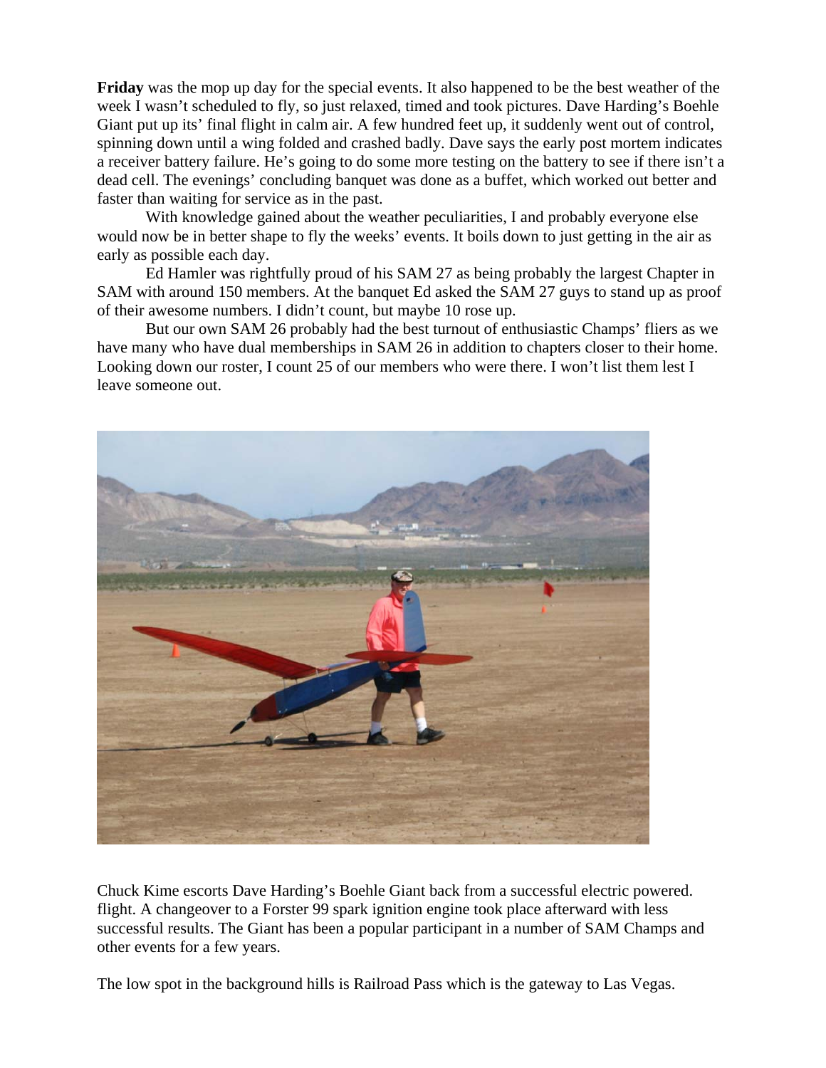**Friday** was the mop up day for the special events. It also happened to be the best weather of the week I wasn't scheduled to fly, so just relaxed, timed and took pictures. Dave Harding's Boehle Giant put up its' final flight in calm air. A few hundred feet up, it suddenly went out of control, spinning down until a wing folded and crashed badly. Dave says the early post mortem indicates a receiver battery failure. He's going to do some more testing on the battery to see if there isn't a dead cell. The evenings' concluding banquet was done as a buffet, which worked out better and faster than waiting for service as in the past.

With knowledge gained about the weather peculiarities, I and probably everyone else would now be in better shape to fly the weeks' events. It boils down to just getting in the air as early as possible each day.

Ed Hamler was rightfully proud of his SAM 27 as being probably the largest Chapter in SAM with around 150 members. At the banquet Ed asked the SAM 27 guys to stand up as proof of their awesome numbers. I didn't count, but maybe 10 rose up.

But our own SAM 26 probably had the best turnout of enthusiastic Champs' fliers as we have many who have dual memberships in SAM 26 in addition to chapters closer to their home. Looking down our roster, I count 25 of our members who were there. I won't list them lest I leave someone out.

Chuck Kime escorts Dave Harding's Boehle Giant back from a successful electric powered. flight. A changeover to a Forster 99 spark ignition engine took place afterward with less successful results. The Giant has been a popular participant in a number of SAM Champs and other events for a few years.

The low spot in the background hills is Railroad Pass which is the gateway to Las Vegas.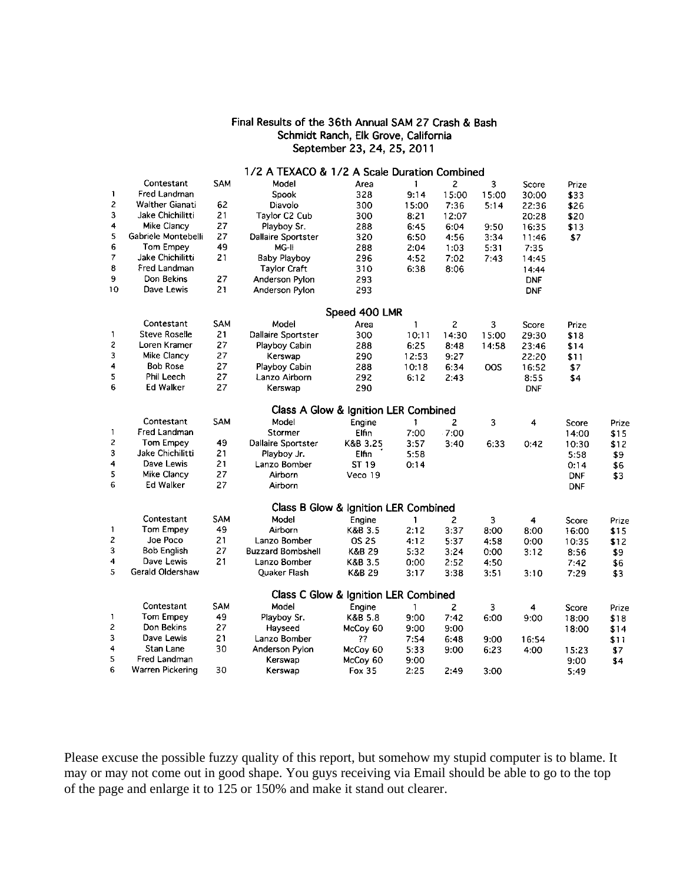## Final Results of the 36th Annual SAM 27 Crash & Bash
## Schmidt Ranch, Elk Grove, California
## September 23, 24, 25, 2011

### 1/2 A TEXACO & 1/2 A Scale Duration Combined

| | Contestant | SAM | Model | Area | 1 | 2 | 3 | Score | Prize |
|---|---|---|---|---|---|---|---|---|---|
| 1 | Fred Landman | | Spook | 328 | 9:14 | 15:00 | 15:00 | 30:00 | $33 |
| 2 | Walther Gianati | 62 | Diavolo | 300 | 15:00 | 7:36 | 5:14 | 22:36 | $26 |
| 3 | Jake Chichilitti | 21 | Taylor C2 Cub | 300 | 8:21 | 12:07 | | 20:28 | $20 |
| 4 | Mike Clancy | 27 | Playboy Sr. | 288 | 6:45 | 6:04 | 9:50 | 16:35 | $13 |
| 5 | Gabriele Montebelli | 27 | Dallaire Sportster | 320 | 6:50 | 4:56 | 3:34 | 11:46 | $7 |
| 6 | Tom Empey | 49 | MG-II | 288 | 2:04 | 1:03 | 5:31 | 7:35 | |
| 7 | Jake Chichilitti | 21 | Baby Playboy | 296 | 4:52 | 7:02 | 7:43 | 14:45 | |
| 8 | Fred Landman | | Taylor Craft | 310 | 6:38 | 8:06 | | 14:44 | |
| 9 | Don Bekins | 27 | Anderson Pylon | 293 | | | | DNF | |
| 10 | Dave Lewis | 21 | Anderson Pylon | 293 | | | | DNF | |

### Speed 400 LMR

| | Contestant | SAM | Model | Area | 1 | 2 | 3 | Score | Prize |
|---|---|---|---|---|---|---|---|---|---|
| 1 | Steve Roselle | 21 | Dallaire Sportster | 300 | 10:11 | 14:30 | 15:00 | 29:30 | $18 |
| 2 | Loren Kramer | 27 | Playboy Cabin | 288 | 6:25 | 8:48 | 14:58 | 23:46 | $14 |
| 3 | Mike Clancy | 27 | Kerswap | 290 | 12:53 | 9:27 | | 22:20 | $11 |
| 4 | Bob Rose | 27 | Playboy Cabin | 288 | 10:18 | 6:34 | OOS | 16:52 | $7 |
| 5 | Phil Leech | 27 | Lanzo Airborn | 292 | 6:12 | 2:43 | | 8:55 | $4 |
| 6 | Ed Walker | 27 | Kerswap | 290 | | | | DNF | |

### Class A Glow & Ignition LER Combined

| | Contestant | SAM | Model | Engine | 1 | 2 | 3 | 4 | Score | Prize |
|---|---|---|---|---|---|---|---|---|---|---|
| 1 | Fred Landman | | Stormer | Elfin | 7:00 | 7:00 | | | 14:00 | $15 |
| 2 | Tom Empey | 49 | Dallaire Sportster | K&B 3.25 | 3:57 | 3:40 | 6:33 | 0:42 | 10:30 | $12 |
| 3 | Jake Chichilitti | 21 | Playboy Jr. | Elfin | 5:58 | | | | 5:58 | $9 |
| 4 | Dave Lewis | 21 | Lanzo Bomber | ST 19 | 0:14 | | | | 0:14 | $6 |
| 5 | Mike Clancy | 27 | Airborn | Veco 19 | | | | | DNF | $3 |
| 6 | Ed Walker | 27 | Airborn | | | | | | DNF | |

### Class B Glow & Ignition LER Combined

| | Contestant | SAM | Model | Engine | 1 | 2 | 3 | 4 | Score | Prize |
|---|---|---|---|---|---|---|---|---|---|---|
| 1 | Tom Empey | 49 | Airborn | K&B 3.5 | 2:12 | 3:37 | 8:00 | 8:00 | 16:00 | $15 |
| 2 | Joe Poco | 21 | Lanzo Bomber | OS 25 | 4:12 | 5:37 | 4:58 | 0:00 | 10:35 | $12 |
| 3 | Bob English | 27 | Buzzard Bombshell | K&B 29 | 5:32 | 3:24 | 0:00 | 3:12 | 8:56 | $9 |
| 4 | Dave Lewis | 21 | Lanzo Bomber | K&B 3.5 | 0:00 | 2:52 | 4:50 | | 7:42 | $6 |
| 5 | Gerald Oldershaw | | Quaker Flash | K&B 29 | 3:17 | 3:38 | 3:51 | 3:10 | 7:29 | $3 |

### Class C Glow & Ignition LER Combined

| | Contestant | SAM | Model | Engine | 1 | 2 | 3 | 4 | Score | Prize |
|---|---|---|---|---|---|---|---|---|---|---|
| 1 | Tom Empey | 49 | Playboy Sr. | K&B 5.8 | 9:00 | 7:42 | 6:00 | 9:00 | 18:00 | $18 |
| 2 | Don Bekins | 27 | Hayseed | McCoy 60 | 9:00 | 9:00 | | | 18:00 | $14 |
| 3 | Dave Lewis | 21 | Lanzo Bomber | ?? | 7:54 | 6:48 | 9:00 | 16:54 | | $11 |
| 4 | Stan Lane | 30 | Anderson Pylon | McCoy 60 | 5:33 | 9:00 | 6:23 | 4:00 | 15:23 | $7 |
| 5 | Fred Landman | | Kerswap | McCoy 60 | 9:00 | | | | 9:00 | $4 |
| 6 | Warren Pickering | 30 | Kerswap | Fox 35 | 2:25 | 2:49 | 3:00 | | 5:49 | |

Please excuse the possible fuzzy quality of this report, but somehow my stupid computer is to blame. It may or may not come out in good shape. You guys receiving via Email should be able to go to the top of the page and enlarge it to 125 or 150% and make it stand out clearer.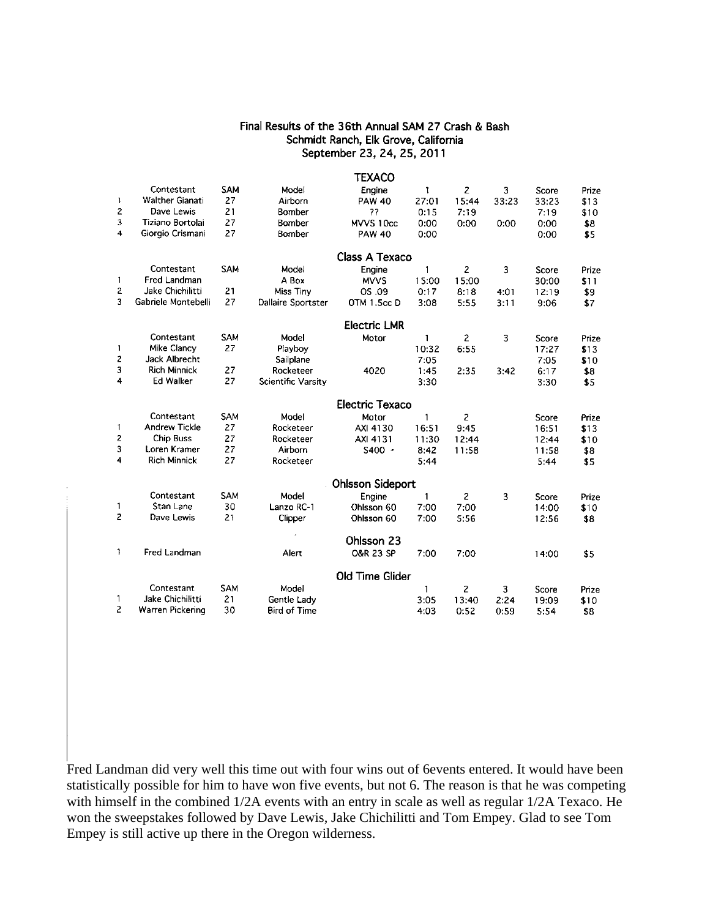# Final Results of the 36th Annual SAM 27 Crash & Bash

Schmidt Ranch, Elk Grove, California

September 23, 24, 25, 2011

## TEXACO

| | Contestant | SAM | Model | Engine | 1 | 2 | 3 | Score | Prize |
|---|---|---|---|---|---|---|---|---|---|
| 1 | Walther Gianati | 27 | Airborn | PAW 40 | 27:01 | 15:44 | 33:23 | 33:23 | $13 |
| 2 | Dave Lewis | 21 | Bomber | ?? | 0:15 | 7:19 | | 7:19 | $10 |
| 3 | Tiziano Bortolai | 27 | Bomber | MVVS 10cc | 0:00 | 0:00 | 0:00 | 0:00 | $8 |
| 4 | Giorgio Crismani | 27 | Bomber | PAW 40 | 0:00 | | | 0:00 | $5 |

## Class A Texaco

| | Contestant | SAM | Model | Engine | 1 | 2 | 3 | Score | Prize |
|---|---|---|---|---|---|---|---|---|---|
| 1 | Fred Landman | | A Box | MVVS | 15:00 | 15:00 | | 30:00 | $11 |
| 2 | Jake Chichilitti | 21 | Miss Tiny | OS .09 | 0:17 | 8:18 | 4:01 | 12:19 | $9 |
| 3 | Gabriele Montebelli | 27 | Dallaire Sportster | OTM 1.5cc D | 3:08 | 5:55 | 3:11 | 9:06 | $7 |

## Electric LMR

| | Contestant | SAM | Model | Motor | 1 | 2 | 3 | Score | Prize |
|---|---|---|---|---|---|---|---|---|---|
| 1 | Mike Clancy | 27 | Playboy | | 10:32 | 6:55 | | 17:27 | $13 |
| 2 | Jack Albrecht | | Sailplane | | 7:05 | | | 7:05 | $10 |
| 3 | Rich Minnick | 27 | Rocketeer | 4020 | 1:45 | 2:35 | 3:42 | 6:17 | $8 |
| 4 | Ed Walker | 27 | Scientific Varsity | | 3:30 | | | 3:30 | $5 |

## Electric Texaco

| | Contestant | SAM | Model | Motor | 1 | 2 | Score | Prize |
|---|---|---|---|---|---|---|---|---|
| 1 | Andrew Tickle | 27 | Rocketeer | AXI 4130 | 16:51 | 9:45 | 16:51 | $13 |
| 2 | Chip Buss | 27 | Rocketeer | AXI 4131 | 11:30 | 12:44 | 12:44 | $10 |
| 3 | Loren Kramer | 27 | Airborn | S400 - | 8:42 | 11:58 | 11:58 | $8 |
| 4 | Rich Minnick | 27 | Rocketeer | | 5:44 | | 5:44 | $5 |

## Ohlsson Sideport

| | Contestant | SAM | Model | Engine | 1 | 2 | 3 | Score | Prize |
|---|---|---|---|---|---|---|---|---|---|
| 1 | Stan Lane | 30 | Lanzo RC-1 | Ohlsson 60 | 7:00 | 7:00 | | 14:00 | $10 |
| 2 | Dave Lewis | 21 | Clipper | Ohlsson 60 | 7:00 | 5:56 | | 12:56 | $8 |

## Ohlsson 23

| | Contestant | Model | Engine | 1 | 2 | Score | Prize |
|---|---|---|---|---|---|---|---|
| 1 | Fred Landman | Alert | O&R 23 SP | 7:00 | 7:00 | 14:00 | $5 |

## Old Time Glider

| | Contestant | SAM | Model | 1 | 2 | 3 | Score | Prize |
|---|---|---|---|---|---|---|---|---|
| 1 | Jake Chichilitti | 21 | Gentle Lady | 3:05 | 13:40 | 2:24 | 19:09 | $10 |
| 2 | Warren Pickering | 30 | Bird of Time | 4:03 | 0:52 | 0:59 | 5:54 | $8 |

Fred Landman did very well this time out with four wins out of 6events entered. It would have been statistically possible for him to have won five events, but not 6. The reason is that he was competing with himself in the combined 1/2A events with an entry in scale as well as regular 1/2A Texaco. He won the sweepstakes followed by Dave Lewis, Jake Chichilitti and Tom Empey. Glad to see Tom Empey is still active up there in the Oregon wilderness.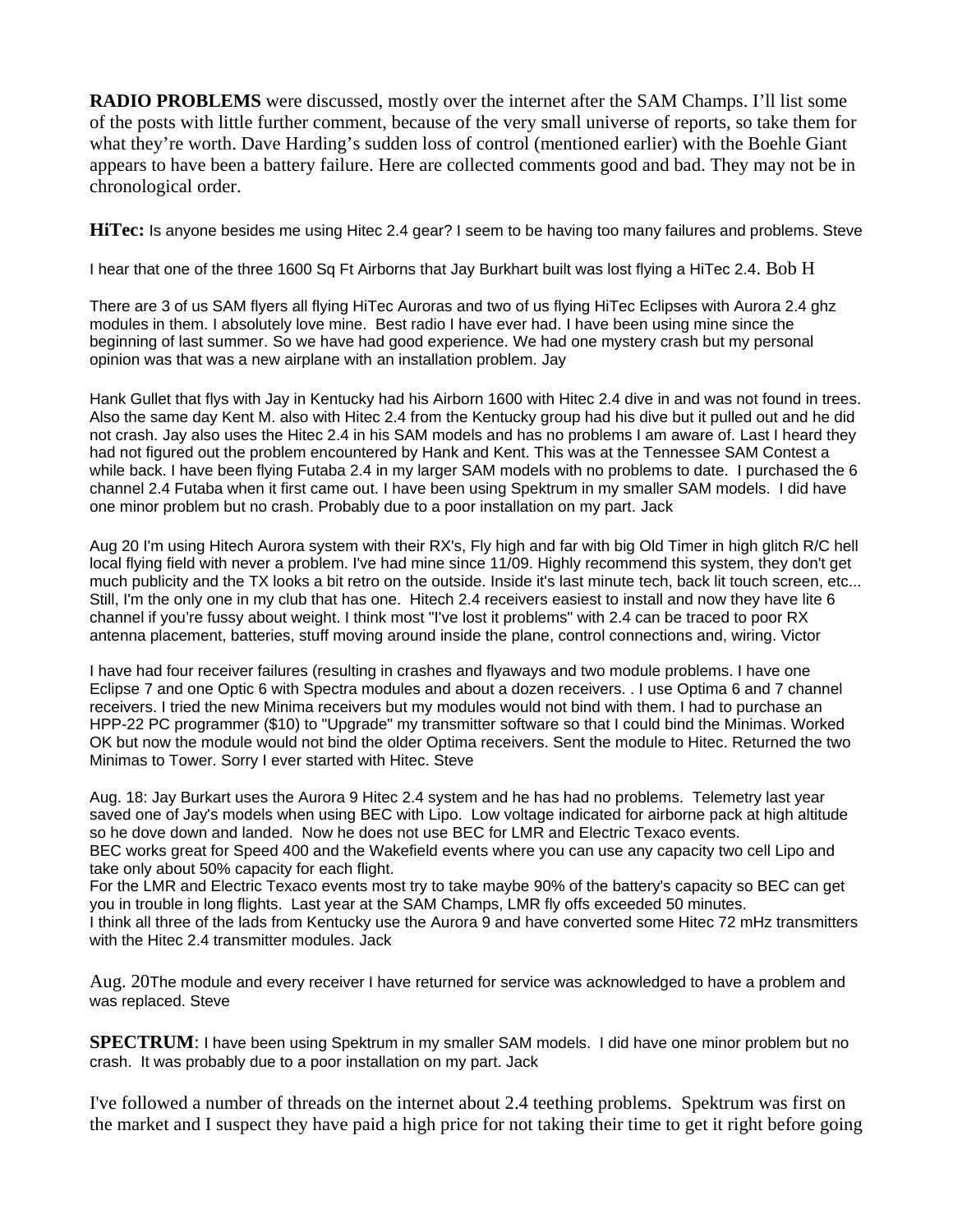**RADIO PROBLEMS** were discussed, mostly over the internet after the SAM Champs. I'll list some of the posts with little further comment, because of the very small universe of reports, so take them for what they're worth. Dave Harding's sudden loss of control (mentioned earlier) with the Boehle Giant appears to have been a battery failure. Here are collected comments good and bad. They may not be in chronological order.

**HiTec:** Is anyone besides me using Hitec 2.4 gear? I seem to be having too many failures and problems. Steve

I hear that one of the three 1600 Sq Ft Airborns that Jay Burkhart built was lost flying a HiTec 2.4. Bob H

There are 3 of us SAM flyers all flying HiTec Auroras and two of us flying HiTec Eclipses with Aurora 2.4 ghz modules in them. I absolutely love mine. Best radio I have ever had. I have been using mine since the beginning of last summer. So we have had good experience. We had one mystery crash but my personal opinion was that was a new airplane with an installation problem. Jay

Hank Gullet that flys with Jay in Kentucky had his Airborn 1600 with Hitec 2.4 dive in and was not found in trees. Also the same day Kent M. also with Hitec 2.4 from the Kentucky group had his dive but it pulled out and he did not crash. Jay also uses the Hitec 2.4 in his SAM models and has no problems I am aware of. Last I heard they had not figured out the problem encountered by Hank and Kent. This was at the Tennessee SAM Contest a while back. I have been flying Futaba 2.4 in my larger SAM models with no problems to date. I purchased the 6 channel 2.4 Futaba when it first came out. I have been using Spektrum in my smaller SAM models. I did have one minor problem but no crash. Probably due to a poor installation on my part. Jack

Aug 20 I'm using Hitech Aurora system with their RX's, Fly high and far with big Old Timer in high glitch R/C hell local flying field with never a problem. I've had mine since 11/09. Highly recommend this system, they don't get much publicity and the TX looks a bit retro on the outside. Inside it's last minute tech, back lit touch screen, etc... Still, I'm the only one in my club that has one. Hitech 2.4 receivers easiest to install and now they have lite 6 channel if you're fussy about weight. I think most "I've lost it problems" with 2.4 can be traced to poor RX antenna placement, batteries, stuff moving around inside the plane, control connections and, wiring. Victor

I have had four receiver failures (resulting in crashes and flyaways and two module problems. I have one Eclipse 7 and one Optic 6 with Spectra modules and about a dozen receivers. . I use Optima 6 and 7 channel receivers. I tried the new Minima receivers but my modules would not bind with them. I had to purchase an HPP-22 PC programmer ($10) to "Upgrade" my transmitter software so that I could bind the Minimas. Worked OK but now the module would not bind the older Optima receivers. Sent the module to Hitec. Returned the two Minimas to Tower. Sorry I ever started with Hitec. Steve

Aug. 18: Jay Burkart uses the Aurora 9 Hitec 2.4 system and he has had no problems. Telemetry last year saved one of Jay's models when using BEC with Lipo. Low voltage indicated for airborne pack at high altitude so he dove down and landed. Now he does not use BEC for LMR and Electric Texaco events.
BEC works great for Speed 400 and the Wakefield events where you can use any capacity two cell Lipo and take only about 50% capacity for each flight.
For the LMR and Electric Texaco events most try to take maybe 90% of the battery's capacity so BEC can get you in trouble in long flights. Last year at the SAM Champs, LMR fly offs exceeded 50 minutes.
I think all three of the lads from Kentucky use the Aurora 9 and have converted some Hitec 72 mHz transmitters with the Hitec 2.4 transmitter modules. Jack

Aug. 20The module and every receiver I have returned for service was acknowledged to have a problem and was replaced. Steve

**SPECTRUM**: I have been using Spektrum in my smaller SAM models. I did have one minor problem but no crash. It was probably due to a poor installation on my part. Jack

I've followed a number of threads on the internet about 2.4 teething problems. Spektrum was first on the market and I suspect they have paid a high price for not taking their time to get it right before going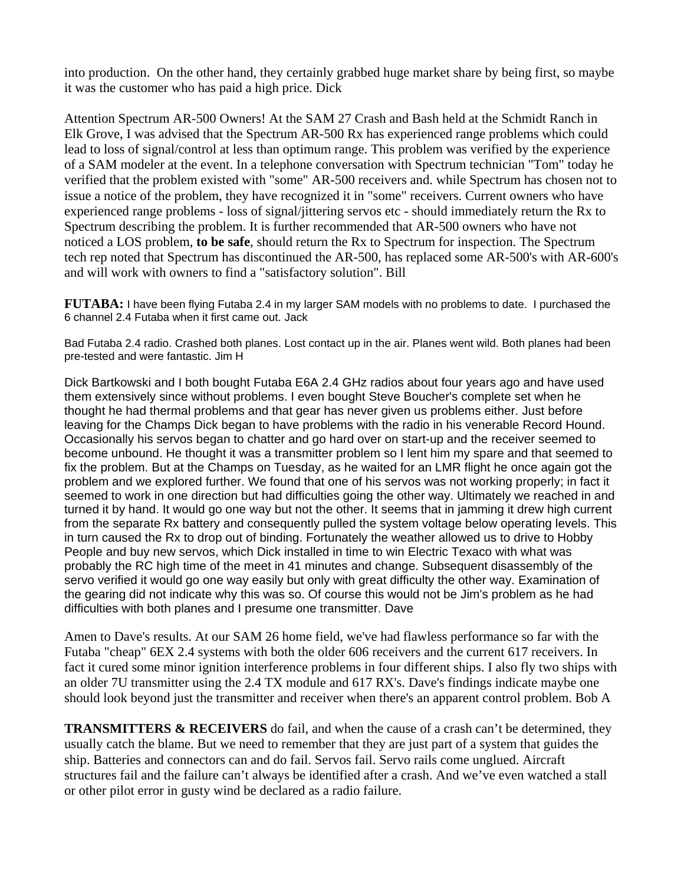into production. On the other hand, they certainly grabbed huge market share by being first, so maybe it was the customer who has paid a high price. Dick

Attention Spectrum AR-500 Owners! At the SAM 27 Crash and Bash held at the Schmidt Ranch in Elk Grove, I was advised that the Spectrum AR-500 Rx has experienced range problems which could lead to loss of signal/control at less than optimum range. This problem was verified by the experience of a SAM modeler at the event. In a telephone conversation with Spectrum technician "Tom" today he verified that the problem existed with "some" AR-500 receivers and. while Spectrum has chosen not to issue a notice of the problem, they have recognized it in "some" receivers. Current owners who have experienced range problems - loss of signal/jittering servos etc - should immediately return the Rx to Spectrum describing the problem. It is further recommended that AR-500 owners who have not noticed a LOS problem, **to be safe**, should return the Rx to Spectrum for inspection. The Spectrum tech rep noted that Spectrum has discontinued the AR-500, has replaced some AR-500's with AR-600's and will work with owners to find a "satisfactory solution". Bill

**FUTABA:** I have been flying Futaba 2.4 in my larger SAM models with no problems to date. I purchased the 6 channel 2.4 Futaba when it first came out. Jack

Bad Futaba 2.4 radio. Crashed both planes. Lost contact up in the air. Planes went wild. Both planes had been pre-tested and were fantastic. Jim H

Dick Bartkowski and I both bought Futaba E6A 2.4 GHz radios about four years ago and have used them extensively since without problems. I even bought Steve Boucher's complete set when he thought he had thermal problems and that gear has never given us problems either. Just before leaving for the Champs Dick began to have problems with the radio in his venerable Record Hound. Occasionally his servos began to chatter and go hard over on start-up and the receiver seemed to become unbound. He thought it was a transmitter problem so I lent him my spare and that seemed to fix the problem. But at the Champs on Tuesday, as he waited for an LMR flight he once again got the problem and we explored further. We found that one of his servos was not working properly; in fact it seemed to work in one direction but had difficulties going the other way. Ultimately we reached in and turned it by hand. It would go one way but not the other. It seems that in jamming it drew high current from the separate Rx battery and consequently pulled the system voltage below operating levels. This in turn caused the Rx to drop out of binding. Fortunately the weather allowed us to drive to Hobby People and buy new servos, which Dick installed in time to win Electric Texaco with what was probably the RC high time of the meet in 41 minutes and change. Subsequent disassembly of the servo verified it would go one way easily but only with great difficulty the other way. Examination of the gearing did not indicate why this was so. Of course this would not be Jim's problem as he had difficulties with both planes and I presume one transmitter. Dave

Amen to Dave's results. At our SAM 26 home field, we've had flawless performance so far with the Futaba "cheap" 6EX 2.4 systems with both the older 606 receivers and the current 617 receivers. In fact it cured some minor ignition interference problems in four different ships. I also fly two ships with an older 7U transmitter using the 2.4 TX module and 617 RX's. Dave's findings indicate maybe one should look beyond just the transmitter and receiver when there's an apparent control problem. Bob A

**TRANSMITTERS & RECEIVERS** do fail, and when the cause of a crash can't be determined, they usually catch the blame. But we need to remember that they are just part of a system that guides the ship. Batteries and connectors can and do fail. Servos fail. Servo rails come unglued. Aircraft structures fail and the failure can't always be identified after a crash. And we've even watched a stall or other pilot error in gusty wind be declared as a radio failure.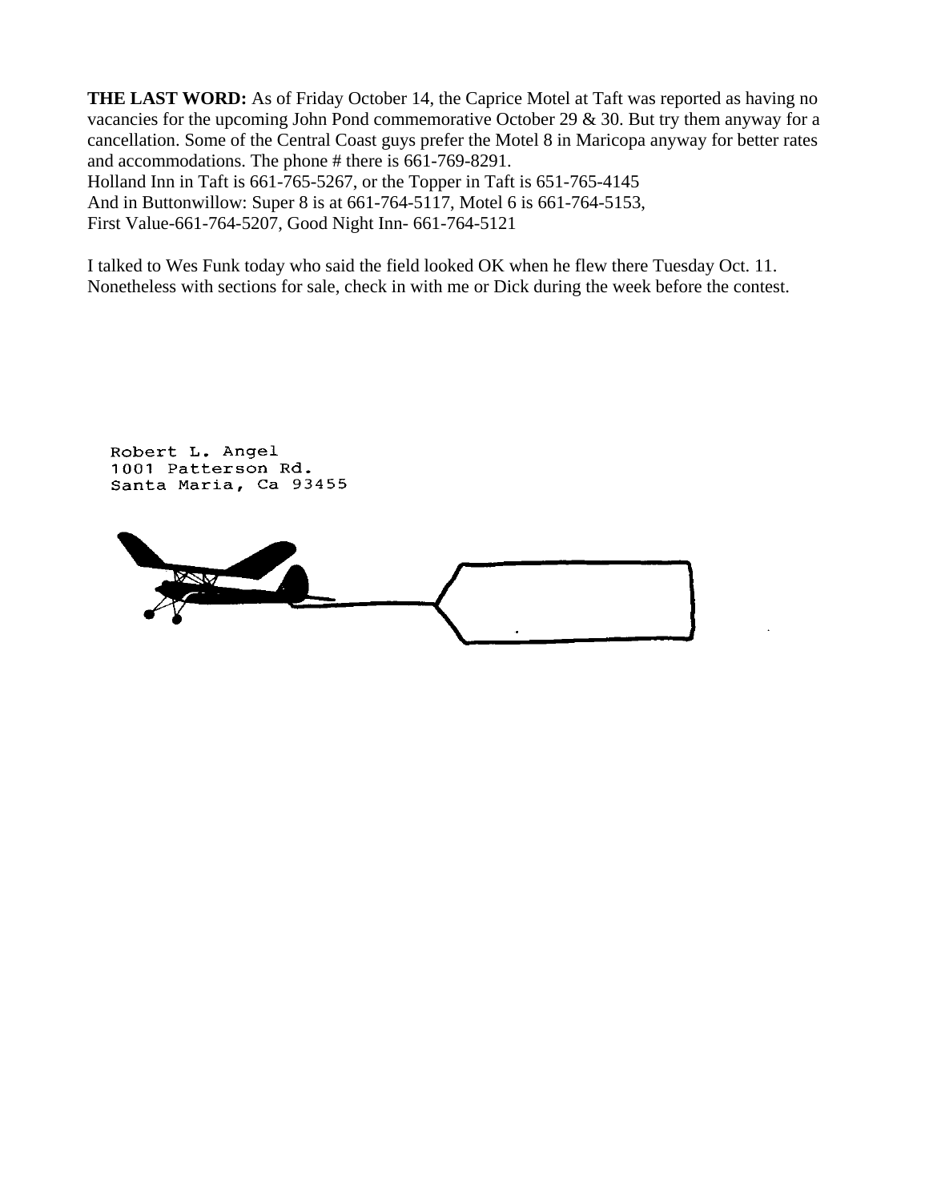**THE LAST WORD:** As of Friday October 14, the Caprice Motel at Taft was reported as having no vacancies for the upcoming John Pond commemorative October 29 & 30. But try them anyway for a cancellation. Some of the Central Coast guys prefer the Motel 8 in Maricopa anyway for better rates and accommodations. The phone # there is 661-769-8291.
Holland Inn in Taft is 661-765-5267, or the Topper in Taft is 651-765-4145
And in Buttonwillow: Super 8 is at 661-764-5117, Motel 6 is 661-764-5153,
First Value-661-764-5207, Good Night Inn- 661-764-5121

I talked to Wes Funk today who said the field looked OK when he flew there Tuesday Oct. 11. Nonetheless with sections for sale, check in with me or Dick during the week before the contest.

Robert L. Angel
1001 Patterson Rd.
Santa Maria, Ca 93455